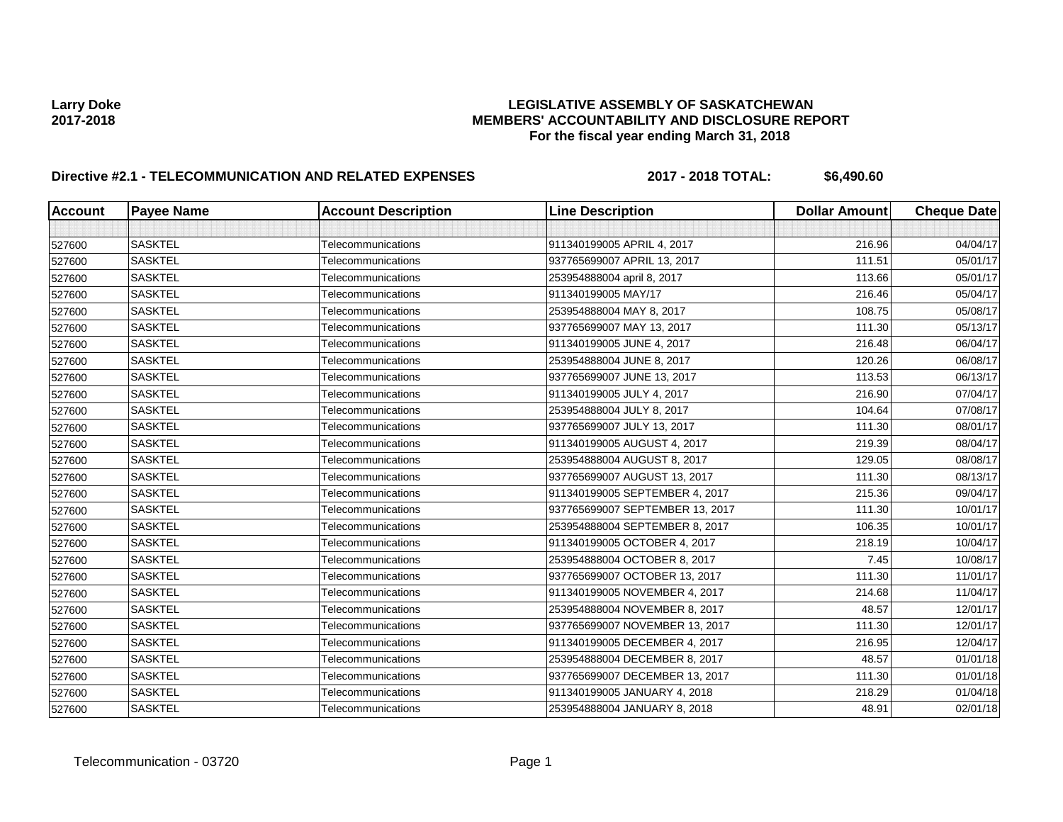**Larry Doke**
**2017-2018**

# LEGISLATIVE ASSEMBLY OF SASKATCHEWAN
## MEMBERS' ACCOUNTABILITY AND DISCLOSURE REPORT
### For the fiscal year ending March 31, 2018

**Directive #2.1 - TELECOMMUNICATION AND RELATED EXPENSES** **2017 - 2018 TOTAL: $6,490.60**

| Account | Payee Name | Account Description | Line Description | Dollar Amount | Cheque Date |
|---|---|---|---|---|---|
| | | | | | |
| 527600 | SASKTEL | Telecommunications | 911340199005 APRIL 4, 2017 | 216.96 | 04/04/17 |
| 527600 | SASKTEL | Telecommunications | 937765699007 APRIL 13, 2017 | 111.51 | 05/01/17 |
| 527600 | SASKTEL | Telecommunications | 253954888004 april 8, 2017 | 113.66 | 05/01/17 |
| 527600 | SASKTEL | Telecommunications | 911340199005 MAY/17 | 216.46 | 05/04/17 |
| 527600 | SASKTEL | Telecommunications | 253954888004 MAY 8, 2017 | 108.75 | 05/08/17 |
| 527600 | SASKTEL | Telecommunications | 937765699007 MAY 13, 2017 | 111.30 | 05/13/17 |
| 527600 | SASKTEL | Telecommunications | 911340199005 JUNE 4, 2017 | 216.48 | 06/04/17 |
| 527600 | SASKTEL | Telecommunications | 253954888004 JUNE 8, 2017 | 120.26 | 06/08/17 |
| 527600 | SASKTEL | Telecommunications | 937765699007 JUNE 13, 2017 | 113.53 | 06/13/17 |
| 527600 | SASKTEL | Telecommunications | 911340199005 JULY 4, 2017 | 216.90 | 07/04/17 |
| 527600 | SASKTEL | Telecommunications | 253954888004 JULY 8, 2017 | 104.64 | 07/08/17 |
| 527600 | SASKTEL | Telecommunications | 937765699007 JULY 13, 2017 | 111.30 | 08/01/17 |
| 527600 | SASKTEL | Telecommunications | 911340199005 AUGUST 4, 2017 | 219.39 | 08/04/17 |
| 527600 | SASKTEL | Telecommunications | 253954888004 AUGUST 8, 2017 | 129.05 | 08/08/17 |
| 527600 | SASKTEL | Telecommunications | 937765699007 AUGUST 13, 2017 | 111.30 | 08/13/17 |
| 527600 | SASKTEL | Telecommunications | 911340199005 SEPTEMBER 4, 2017 | 215.36 | 09/04/17 |
| 527600 | SASKTEL | Telecommunications | 937765699007 SEPTEMBER 13, 2017 | 111.30 | 10/01/17 |
| 527600 | SASKTEL | Telecommunications | 253954888004 SEPTEMBER 8, 2017 | 106.35 | 10/01/17 |
| 527600 | SASKTEL | Telecommunications | 911340199005 OCTOBER 4, 2017 | 218.19 | 10/04/17 |
| 527600 | SASKTEL | Telecommunications | 253954888004 OCTOBER 8, 2017 | 7.45 | 10/08/17 |
| 527600 | SASKTEL | Telecommunications | 937765699007 OCTOBER 13, 2017 | 111.30 | 11/01/17 |
| 527600 | SASKTEL | Telecommunications | 911340199005 NOVEMBER 4, 2017 | 214.68 | 11/04/17 |
| 527600 | SASKTEL | Telecommunications | 253954888004 NOVEMBER 8, 2017 | 48.57 | 12/01/17 |
| 527600 | SASKTEL | Telecommunications | 937765699007 NOVEMBER 13, 2017 | 111.30 | 12/01/17 |
| 527600 | SASKTEL | Telecommunications | 911340199005 DECEMBER 4, 2017 | 216.95 | 12/04/17 |
| 527600 | SASKTEL | Telecommunications | 253954888004 DECEMBER 8, 2017 | 48.57 | 01/01/18 |
| 527600 | SASKTEL | Telecommunications | 937765699007 DECEMBER 13, 2017 | 111.30 | 01/01/18 |
| 527600 | SASKTEL | Telecommunications | 911340199005 JANUARY 4, 2018 | 218.29 | 01/04/18 |
| 527600 | SASKTEL | Telecommunications | 253954888004 JANUARY 8, 2018 | 48.91 | 02/01/18 |

Telecommunication - 03720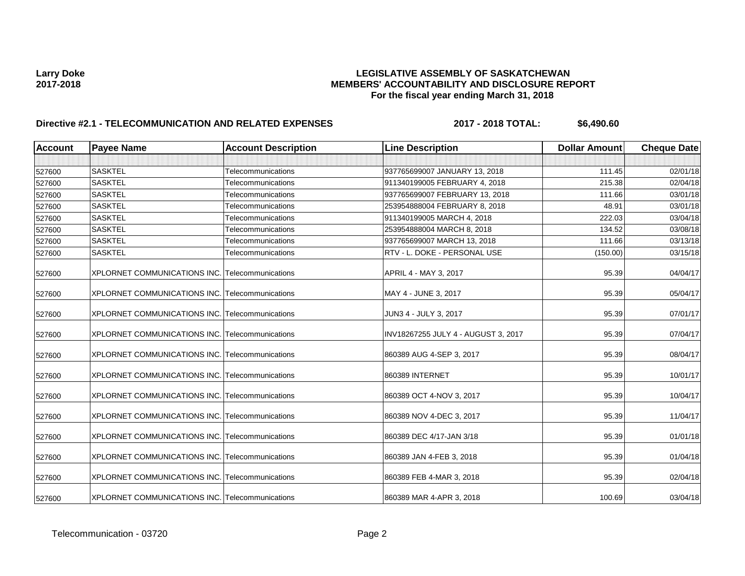# LEGISLATIVE ASSEMBLY OF SASKATCHEWAN
## MEMBERS' ACCOUNTABILITY AND DISCLOSURE REPORT
### For the fiscal year ending March 31, 2018

**Larry Doke**
**2017-2018**

**Directive #2.1 - TELECOMMUNICATION AND RELATED EXPENSES** — **2017 - 2018 TOTAL: $6,490.60**

| Account | Payee Name | Account Description | Line Description | Dollar Amount | Cheque Date |
|---|---|---|---|---|---|
| | | | | | |
| 527600 | SASKTEL | Telecommunications | 937765699007 JANUARY 13, 2018 | 111.45 | 02/01/18 |
| 527600 | SASKTEL | Telecommunications | 911340199005 FEBRUARY 4, 2018 | 215.38 | 02/04/18 |
| 527600 | SASKTEL | Telecommunications | 937765699007 FEBRUARY 13, 2018 | 111.66 | 03/01/18 |
| 527600 | SASKTEL | Telecommunications | 253954888004 FEBRUARY 8, 2018 | 48.91 | 03/01/18 |
| 527600 | SASKTEL | Telecommunications | 911340199005 MARCH 4, 2018 | 222.03 | 03/04/18 |
| 527600 | SASKTEL | Telecommunications | 253954888004 MARCH 8, 2018 | 134.52 | 03/08/18 |
| 527600 | SASKTEL | Telecommunications | 937765699007 MARCH 13, 2018 | 111.66 | 03/13/18 |
| 527600 | SASKTEL | Telecommunications | RTV - L. DOKE - PERSONAL USE | (150.00) | 03/15/18 |
| 527600 | XPLORNET COMMUNICATIONS INC. | Telecommunications | APRIL 4 - MAY 3, 2017 | 95.39 | 04/04/17 |
| 527600 | XPLORNET COMMUNICATIONS INC. | Telecommunications | MAY 4 - JUNE 3, 2017 | 95.39 | 05/04/17 |
| 527600 | XPLORNET COMMUNICATIONS INC. | Telecommunications | JUN3 4 - JULY 3, 2017 | 95.39 | 07/01/17 |
| 527600 | XPLORNET COMMUNICATIONS INC. | Telecommunications | INV18267255 JULY 4 - AUGUST 3, 2017 | 95.39 | 07/04/17 |
| 527600 | XPLORNET COMMUNICATIONS INC. | Telecommunications | 860389 AUG 4-SEP 3, 2017 | 95.39 | 08/04/17 |
| 527600 | XPLORNET COMMUNICATIONS INC. | Telecommunications | 860389 INTERNET | 95.39 | 10/01/17 |
| 527600 | XPLORNET COMMUNICATIONS INC. | Telecommunications | 860389 OCT 4-NOV 3, 2017 | 95.39 | 10/04/17 |
| 527600 | XPLORNET COMMUNICATIONS INC. | Telecommunications | 860389 NOV 4-DEC 3, 2017 | 95.39 | 11/04/17 |
| 527600 | XPLORNET COMMUNICATIONS INC. | Telecommunications | 860389 DEC 4/17-JAN 3/18 | 95.39 | 01/01/18 |
| 527600 | XPLORNET COMMUNICATIONS INC. | Telecommunications | 860389 JAN 4-FEB 3, 2018 | 95.39 | 01/04/18 |
| 527600 | XPLORNET COMMUNICATIONS INC. | Telecommunications | 860389 FEB 4-MAR 3, 2018 | 95.39 | 02/04/18 |
| 527600 | XPLORNET COMMUNICATIONS INC. | Telecommunications | 860389 MAR 4-APR 3, 2018 | 100.69 | 03/04/18 |

Telecommunication - 03720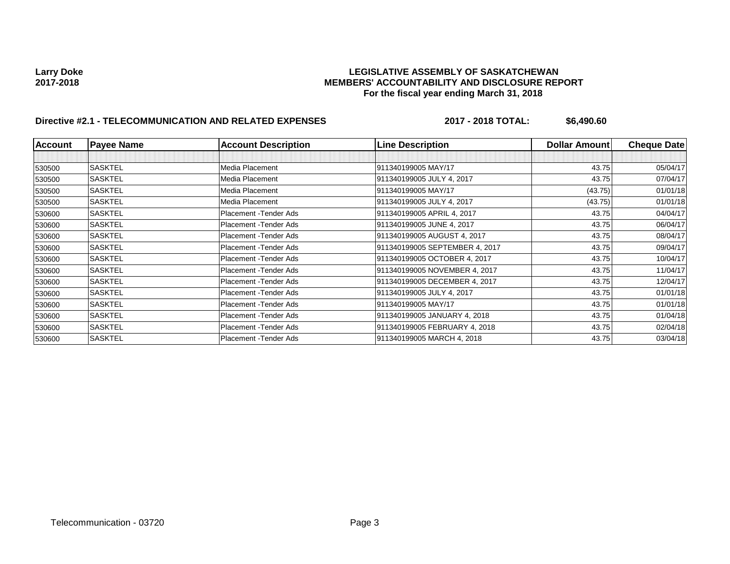**Larry Doke**
**2017-2018**

**LEGISLATIVE ASSEMBLY OF SASKATCHEWAN**
**MEMBERS' ACCOUNTABILITY AND DISCLOSURE REPORT**
**For the fiscal year ending March 31, 2018**

**Directive #2.1 - TELECOMMUNICATION AND RELATED EXPENSES** **2017 - 2018 TOTAL: $6,490.60**

| Account | Payee Name | Account Description | Line Description | Dollar Amount | Cheque Date |
|---|---|---|---|---|---|
| | | | | | |
| 530500 | SASKTEL | Media Placement | 911340199005 MAY/17 | 43.75 | 05/04/17 |
| 530500 | SASKTEL | Media Placement | 911340199005 JULY 4, 2017 | 43.75 | 07/04/17 |
| 530500 | SASKTEL | Media Placement | 911340199005 MAY/17 | (43.75) | 01/01/18 |
| 530500 | SASKTEL | Media Placement | 911340199005 JULY 4, 2017 | (43.75) | 01/01/18 |
| 530600 | SASKTEL | Placement -Tender Ads | 911340199005 APRIL 4, 2017 | 43.75 | 04/04/17 |
| 530600 | SASKTEL | Placement -Tender Ads | 911340199005 JUNE 4, 2017 | 43.75 | 06/04/17 |
| 530600 | SASKTEL | Placement -Tender Ads | 911340199005 AUGUST 4, 2017 | 43.75 | 08/04/17 |
| 530600 | SASKTEL | Placement -Tender Ads | 911340199005 SEPTEMBER 4, 2017 | 43.75 | 09/04/17 |
| 530600 | SASKTEL | Placement -Tender Ads | 911340199005 OCTOBER 4, 2017 | 43.75 | 10/04/17 |
| 530600 | SASKTEL | Placement -Tender Ads | 911340199005 NOVEMBER 4, 2017 | 43.75 | 11/04/17 |
| 530600 | SASKTEL | Placement -Tender Ads | 911340199005 DECEMBER 4, 2017 | 43.75 | 12/04/17 |
| 530600 | SASKTEL | Placement -Tender Ads | 911340199005 JULY 4, 2017 | 43.75 | 01/01/18 |
| 530600 | SASKTEL | Placement -Tender Ads | 911340199005 MAY/17 | 43.75 | 01/01/18 |
| 530600 | SASKTEL | Placement -Tender Ads | 911340199005 JANUARY 4, 2018 | 43.75 | 01/04/18 |
| 530600 | SASKTEL | Placement -Tender Ads | 911340199005 FEBRUARY 4, 2018 | 43.75 | 02/04/18 |
| 530600 | SASKTEL | Placement -Tender Ads | 911340199005 MARCH 4, 2018 | 43.75 | 03/04/18 |

Telecommunication - 03720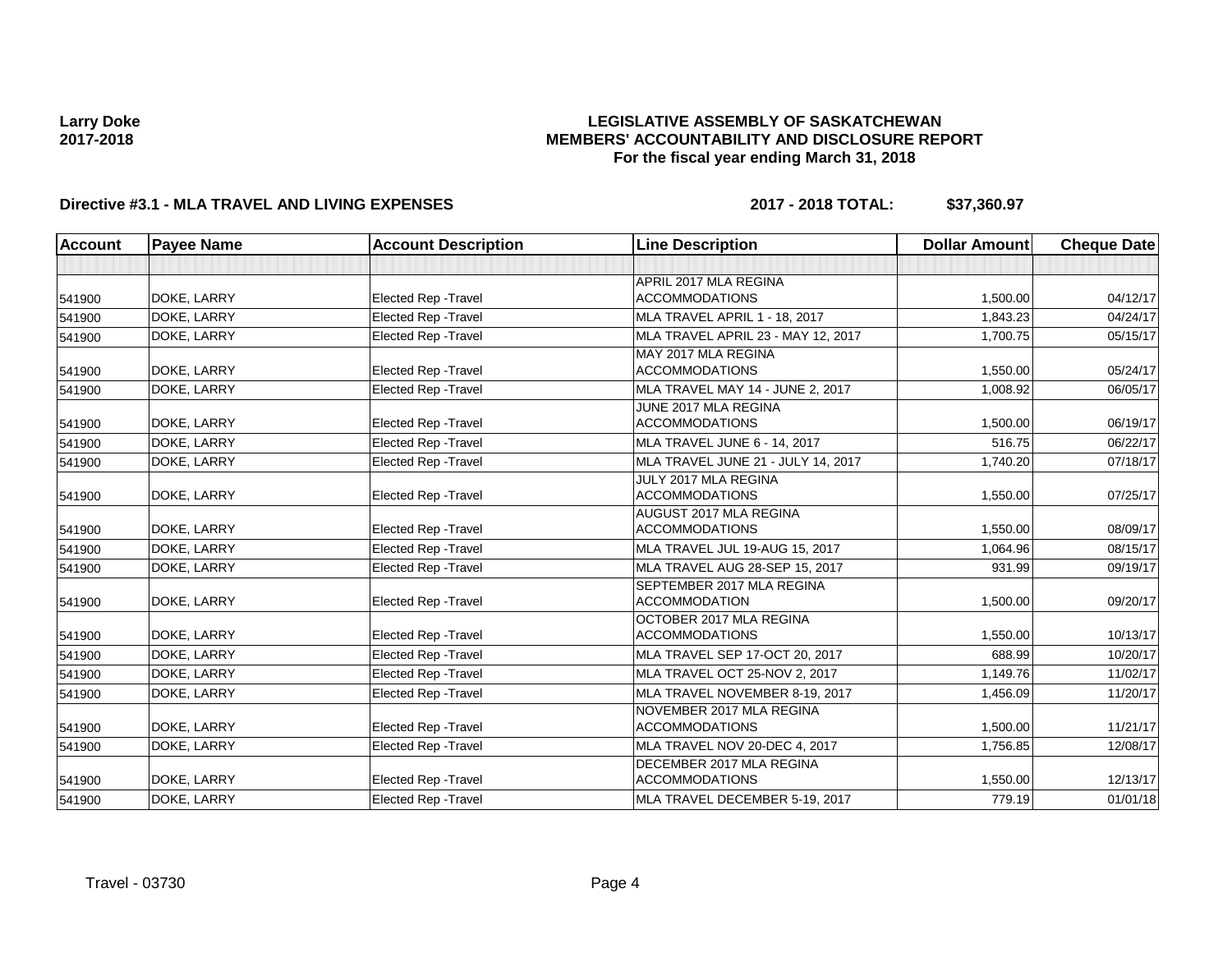**Larry Doke**
**2017-2018**

# LEGISLATIVE ASSEMBLY OF SASKATCHEWAN
## MEMBERS' ACCOUNTABILITY AND DISCLOSURE REPORT
### For the fiscal year ending March 31, 2018

**Directive #3.1 - MLA TRAVEL AND LIVING EXPENSES** **2017 - 2018 TOTAL: $37,360.97**

| Account | Payee Name | Account Description | Line Description | Dollar Amount | Cheque Date |
|---|---|---|---|---|---|
| | | | | | |
| 541900 | DOKE, LARRY | Elected Rep -Travel | APRIL 2017 MLA REGINA ACCOMMODATIONS | 1,500.00 | 04/12/17 |
| 541900 | DOKE, LARRY | Elected Rep -Travel | MLA TRAVEL APRIL 1 - 18, 2017 | 1,843.23 | 04/24/17 |
| 541900 | DOKE, LARRY | Elected Rep -Travel | MLA TRAVEL APRIL 23 - MAY 12, 2017 | 1,700.75 | 05/15/17 |
| 541900 | DOKE, LARRY | Elected Rep -Travel | MAY 2017 MLA REGINA ACCOMMODATIONS | 1,550.00 | 05/24/17 |
| 541900 | DOKE, LARRY | Elected Rep -Travel | MLA TRAVEL MAY 14 - JUNE 2, 2017 | 1,008.92 | 06/05/17 |
| 541900 | DOKE, LARRY | Elected Rep -Travel | JUNE 2017 MLA REGINA ACCOMMODATIONS | 1,500.00 | 06/19/17 |
| 541900 | DOKE, LARRY | Elected Rep -Travel | MLA TRAVEL JUNE 6 - 14, 2017 | 516.75 | 06/22/17 |
| 541900 | DOKE, LARRY | Elected Rep -Travel | MLA TRAVEL JUNE 21 - JULY 14, 2017 | 1,740.20 | 07/18/17 |
| 541900 | DOKE, LARRY | Elected Rep -Travel | JULY 2017 MLA REGINA ACCOMMODATIONS | 1,550.00 | 07/25/17 |
| 541900 | DOKE, LARRY | Elected Rep -Travel | AUGUST 2017 MLA REGINA ACCOMMODATIONS | 1,550.00 | 08/09/17 |
| 541900 | DOKE, LARRY | Elected Rep -Travel | MLA TRAVEL JUL 19-AUG 15, 2017 | 1,064.96 | 08/15/17 |
| 541900 | DOKE, LARRY | Elected Rep -Travel | MLA TRAVEL AUG 28-SEP 15, 2017 | 931.99 | 09/19/17 |
| 541900 | DOKE, LARRY | Elected Rep -Travel | SEPTEMBER 2017 MLA REGINA ACCOMMODATION | 1,500.00 | 09/20/17 |
| 541900 | DOKE, LARRY | Elected Rep -Travel | OCTOBER 2017 MLA REGINA ACCOMMODATIONS | 1,550.00 | 10/13/17 |
| 541900 | DOKE, LARRY | Elected Rep -Travel | MLA TRAVEL SEP 17-OCT 20, 2017 | 688.99 | 10/20/17 |
| 541900 | DOKE, LARRY | Elected Rep -Travel | MLA TRAVEL OCT 25-NOV 2, 2017 | 1,149.76 | 11/02/17 |
| 541900 | DOKE, LARRY | Elected Rep -Travel | MLA TRAVEL NOVEMBER 8-19, 2017 | 1,456.09 | 11/20/17 |
| 541900 | DOKE, LARRY | Elected Rep -Travel | NOVEMBER 2017 MLA REGINA ACCOMMODATIONS | 1,500.00 | 11/21/17 |
| 541900 | DOKE, LARRY | Elected Rep -Travel | MLA TRAVEL NOV 20-DEC 4, 2017 | 1,756.85 | 12/08/17 |
| 541900 | DOKE, LARRY | Elected Rep -Travel | DECEMBER 2017 MLA REGINA ACCOMMODATIONS | 1,550.00 | 12/13/17 |
| 541900 | DOKE, LARRY | Elected Rep -Travel | MLA TRAVEL DECEMBER 5-19, 2017 | 779.19 | 01/01/18 |

Travel - 03730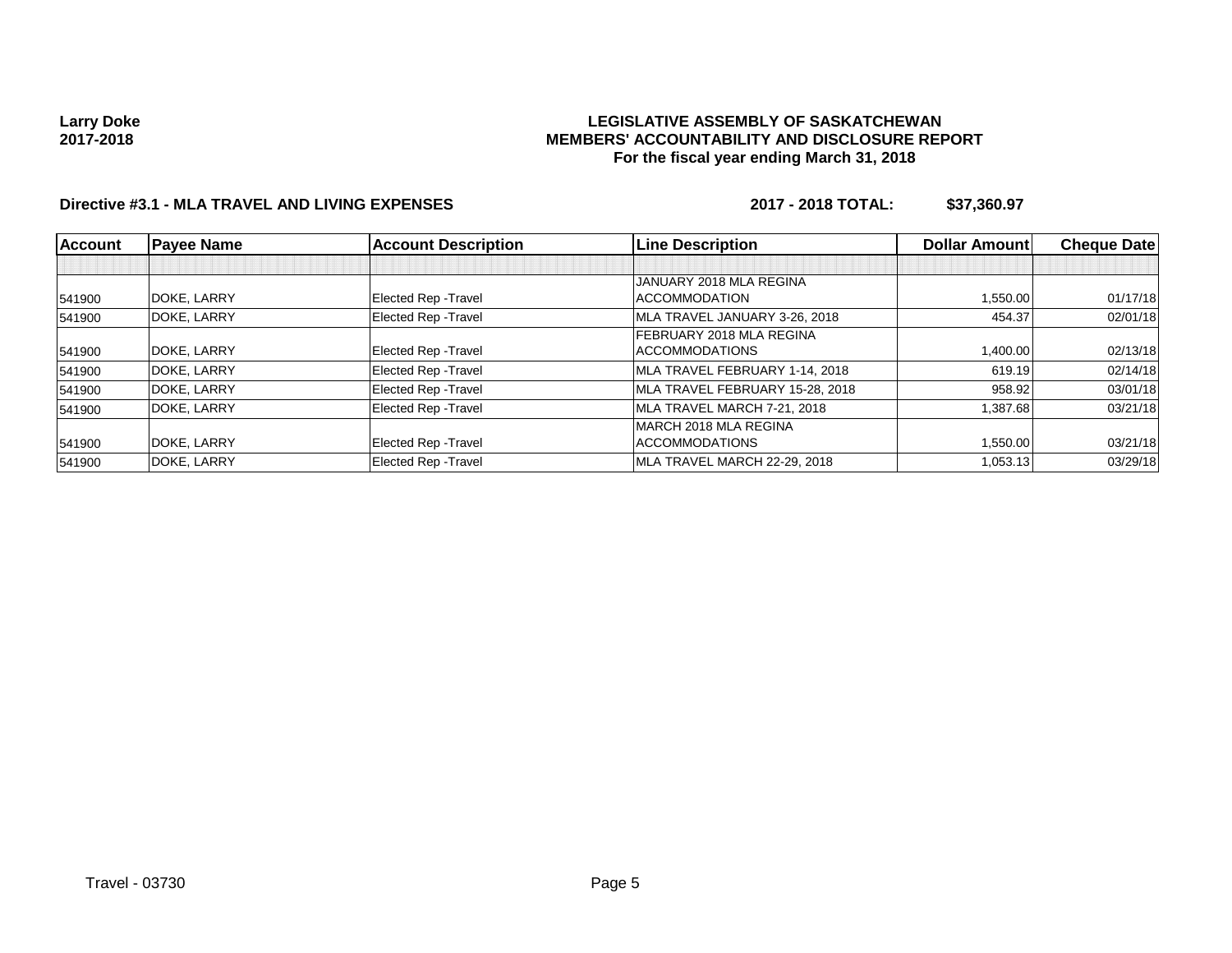**Larry Doke**
**2017-2018**

**LEGISLATIVE ASSEMBLY OF SASKATCHEWAN**
**MEMBERS' ACCOUNTABILITY AND DISCLOSURE REPORT**
**For the fiscal year ending March 31, 2018**

**Directive #3.1 - MLA TRAVEL AND LIVING EXPENSES** **2017 - 2018 TOTAL: $37,360.97**

| Account | Payee Name | Account Description | Line Description | Dollar Amount | Cheque Date |
|---|---|---|---|---|---|
| | | | | | |
| 541900 | DOKE, LARRY | Elected Rep -Travel | JANUARY 2018 MLA REGINA ACCOMMODATION | 1,550.00 | 01/17/18 |
| 541900 | DOKE, LARRY | Elected Rep -Travel | MLA TRAVEL JANUARY 3-26, 2018 | 454.37 | 02/01/18 |
| 541900 | DOKE, LARRY | Elected Rep -Travel | FEBRUARY 2018 MLA REGINA ACCOMMODATIONS | 1,400.00 | 02/13/18 |
| 541900 | DOKE, LARRY | Elected Rep -Travel | MLA TRAVEL FEBRUARY 1-14, 2018 | 619.19 | 02/14/18 |
| 541900 | DOKE, LARRY | Elected Rep -Travel | MLA TRAVEL FEBRUARY 15-28, 2018 | 958.92 | 03/01/18 |
| 541900 | DOKE, LARRY | Elected Rep -Travel | MLA TRAVEL MARCH 7-21, 2018 | 1,387.68 | 03/21/18 |
| 541900 | DOKE, LARRY | Elected Rep -Travel | MARCH 2018 MLA REGINA ACCOMMODATIONS | 1,550.00 | 03/21/18 |
| 541900 | DOKE, LARRY | Elected Rep -Travel | MLA TRAVEL MARCH 22-29, 2018 | 1,053.13 | 03/29/18 |

Travel - 03730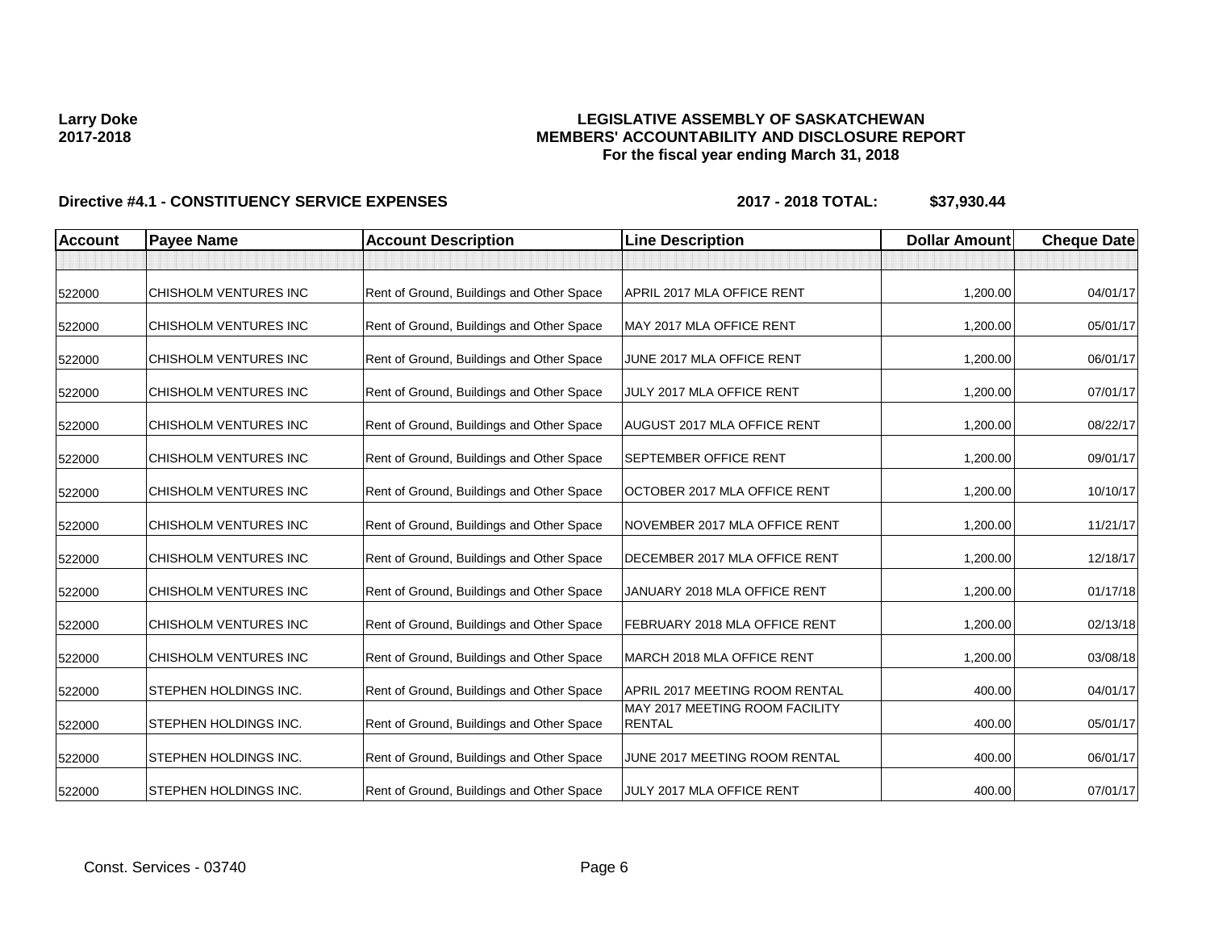**Larry Doke**
**2017-2018**

# LEGISLATIVE ASSEMBLY OF SASKATCHEWAN
## MEMBERS' ACCOUNTABILITY AND DISCLOSURE REPORT
### For the fiscal year ending March 31, 2018

**Directive #4.1 - CONSTITUENCY SERVICE EXPENSES** **2017 - 2018 TOTAL: $37,930.44**

| Account | Payee Name | Account Description | Line Description | Dollar Amount | Cheque Date |
|---|---|---|---|---|---|
| | | | | | |
| 522000 | CHISHOLM VENTURES INC | Rent of Ground, Buildings and Other Space | APRIL 2017 MLA OFFICE RENT | 1,200.00 | 04/01/17 |
| 522000 | CHISHOLM VENTURES INC | Rent of Ground, Buildings and Other Space | MAY 2017 MLA OFFICE RENT | 1,200.00 | 05/01/17 |
| 522000 | CHISHOLM VENTURES INC | Rent of Ground, Buildings and Other Space | JUNE 2017 MLA OFFICE RENT | 1,200.00 | 06/01/17 |
| 522000 | CHISHOLM VENTURES INC | Rent of Ground, Buildings and Other Space | JULY 2017 MLA OFFICE RENT | 1,200.00 | 07/01/17 |
| 522000 | CHISHOLM VENTURES INC | Rent of Ground, Buildings and Other Space | AUGUST 2017 MLA OFFICE RENT | 1,200.00 | 08/22/17 |
| 522000 | CHISHOLM VENTURES INC | Rent of Ground, Buildings and Other Space | SEPTEMBER OFFICE RENT | 1,200.00 | 09/01/17 |
| 522000 | CHISHOLM VENTURES INC | Rent of Ground, Buildings and Other Space | OCTOBER 2017 MLA OFFICE RENT | 1,200.00 | 10/10/17 |
| 522000 | CHISHOLM VENTURES INC | Rent of Ground, Buildings and Other Space | NOVEMBER 2017 MLA OFFICE RENT | 1,200.00 | 11/21/17 |
| 522000 | CHISHOLM VENTURES INC | Rent of Ground, Buildings and Other Space | DECEMBER 2017 MLA OFFICE RENT | 1,200.00 | 12/18/17 |
| 522000 | CHISHOLM VENTURES INC | Rent of Ground, Buildings and Other Space | JANUARY 2018 MLA OFFICE RENT | 1,200.00 | 01/17/18 |
| 522000 | CHISHOLM VENTURES INC | Rent of Ground, Buildings and Other Space | FEBRUARY 2018 MLA OFFICE RENT | 1,200.00 | 02/13/18 |
| 522000 | CHISHOLM VENTURES INC | Rent of Ground, Buildings and Other Space | MARCH 2018 MLA OFFICE RENT | 1,200.00 | 03/08/18 |
| 522000 | STEPHEN HOLDINGS INC. | Rent of Ground, Buildings and Other Space | APRIL 2017 MEETING ROOM RENTAL | 400.00 | 04/01/17 |
| 522000 | STEPHEN HOLDINGS INC. | Rent of Ground, Buildings and Other Space | MAY 2017 MEETING ROOM FACILITY RENTAL | 400.00 | 05/01/17 |
| 522000 | STEPHEN HOLDINGS INC. | Rent of Ground, Buildings and Other Space | JUNE 2017 MEETING ROOM RENTAL | 400.00 | 06/01/17 |
| 522000 | STEPHEN HOLDINGS INC. | Rent of Ground, Buildings and Other Space | JULY 2017 MLA OFFICE RENT | 400.00 | 07/01/17 |

Const. Services - 03740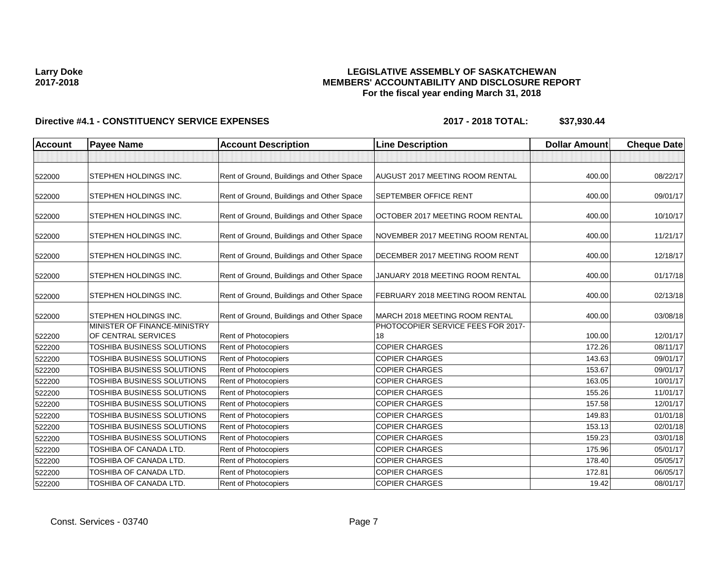**Larry Doke**
**2017-2018**

# LEGISLATIVE ASSEMBLY OF SASKATCHEWAN
## MEMBERS' ACCOUNTABILITY AND DISCLOSURE REPORT
### For the fiscal year ending March 31, 2018

**Directive #4.1 - CONSTITUENCY SERVICE EXPENSES** **2017 - 2018 TOTAL: $37,930.44**

| Account | Payee Name | Account Description | Line Description | Dollar Amount | Cheque Date |
|---|---|---|---|---|---|
| | | | | | |
| 522000 | STEPHEN HOLDINGS INC. | Rent of Ground, Buildings and Other Space | AUGUST 2017 MEETING ROOM RENTAL | 400.00 | 08/22/17 |
| 522000 | STEPHEN HOLDINGS INC. | Rent of Ground, Buildings and Other Space | SEPTEMBER OFFICE RENT | 400.00 | 09/01/17 |
| 522000 | STEPHEN HOLDINGS INC. | Rent of Ground, Buildings and Other Space | OCTOBER 2017 MEETING ROOM RENTAL | 400.00 | 10/10/17 |
| 522000 | STEPHEN HOLDINGS INC. | Rent of Ground, Buildings and Other Space | NOVEMBER 2017 MEETING ROOM RENTAL | 400.00 | 11/21/17 |
| 522000 | STEPHEN HOLDINGS INC. | Rent of Ground, Buildings and Other Space | DECEMBER 2017 MEETING ROOM RENT | 400.00 | 12/18/17 |
| 522000 | STEPHEN HOLDINGS INC. | Rent of Ground, Buildings and Other Space | JANUARY 2018 MEETING ROOM RENTAL | 400.00 | 01/17/18 |
| 522000 | STEPHEN HOLDINGS INC. | Rent of Ground, Buildings and Other Space | FEBRUARY 2018 MEETING ROOM RENTAL | 400.00 | 02/13/18 |
| 522000 | STEPHEN HOLDINGS INC. | Rent of Ground, Buildings and Other Space | MARCH 2018 MEETING ROOM RENTAL | 400.00 | 03/08/18 |
| 522200 | MINISTER OF FINANCE-MINISTRY OF CENTRAL SERVICES | Rent of Photocopiers | PHOTOCOPIER SERVICE FEES FOR 2017-18 | 100.00 | 12/01/17 |
| 522200 | TOSHIBA BUSINESS SOLUTIONS | Rent of Photocopiers | COPIER CHARGES | 172.26 | 08/11/17 |
| 522200 | TOSHIBA BUSINESS SOLUTIONS | Rent of Photocopiers | COPIER CHARGES | 143.63 | 09/01/17 |
| 522200 | TOSHIBA BUSINESS SOLUTIONS | Rent of Photocopiers | COPIER CHARGES | 153.67 | 09/01/17 |
| 522200 | TOSHIBA BUSINESS SOLUTIONS | Rent of Photocopiers | COPIER CHARGES | 163.05 | 10/01/17 |
| 522200 | TOSHIBA BUSINESS SOLUTIONS | Rent of Photocopiers | COPIER CHARGES | 155.26 | 11/01/17 |
| 522200 | TOSHIBA BUSINESS SOLUTIONS | Rent of Photocopiers | COPIER CHARGES | 157.58 | 12/01/17 |
| 522200 | TOSHIBA BUSINESS SOLUTIONS | Rent of Photocopiers | COPIER CHARGES | 149.83 | 01/01/18 |
| 522200 | TOSHIBA BUSINESS SOLUTIONS | Rent of Photocopiers | COPIER CHARGES | 153.13 | 02/01/18 |
| 522200 | TOSHIBA BUSINESS SOLUTIONS | Rent of Photocopiers | COPIER CHARGES | 159.23 | 03/01/18 |
| 522200 | TOSHIBA OF CANADA LTD. | Rent of Photocopiers | COPIER CHARGES | 175.96 | 05/01/17 |
| 522200 | TOSHIBA OF CANADA LTD. | Rent of Photocopiers | COPIER CHARGES | 178.40 | 05/05/17 |
| 522200 | TOSHIBA OF CANADA LTD. | Rent of Photocopiers | COPIER CHARGES | 172.81 | 06/05/17 |
| 522200 | TOSHIBA OF CANADA LTD. | Rent of Photocopiers | COPIER CHARGES | 19.42 | 08/01/17 |

Const. Services - 03740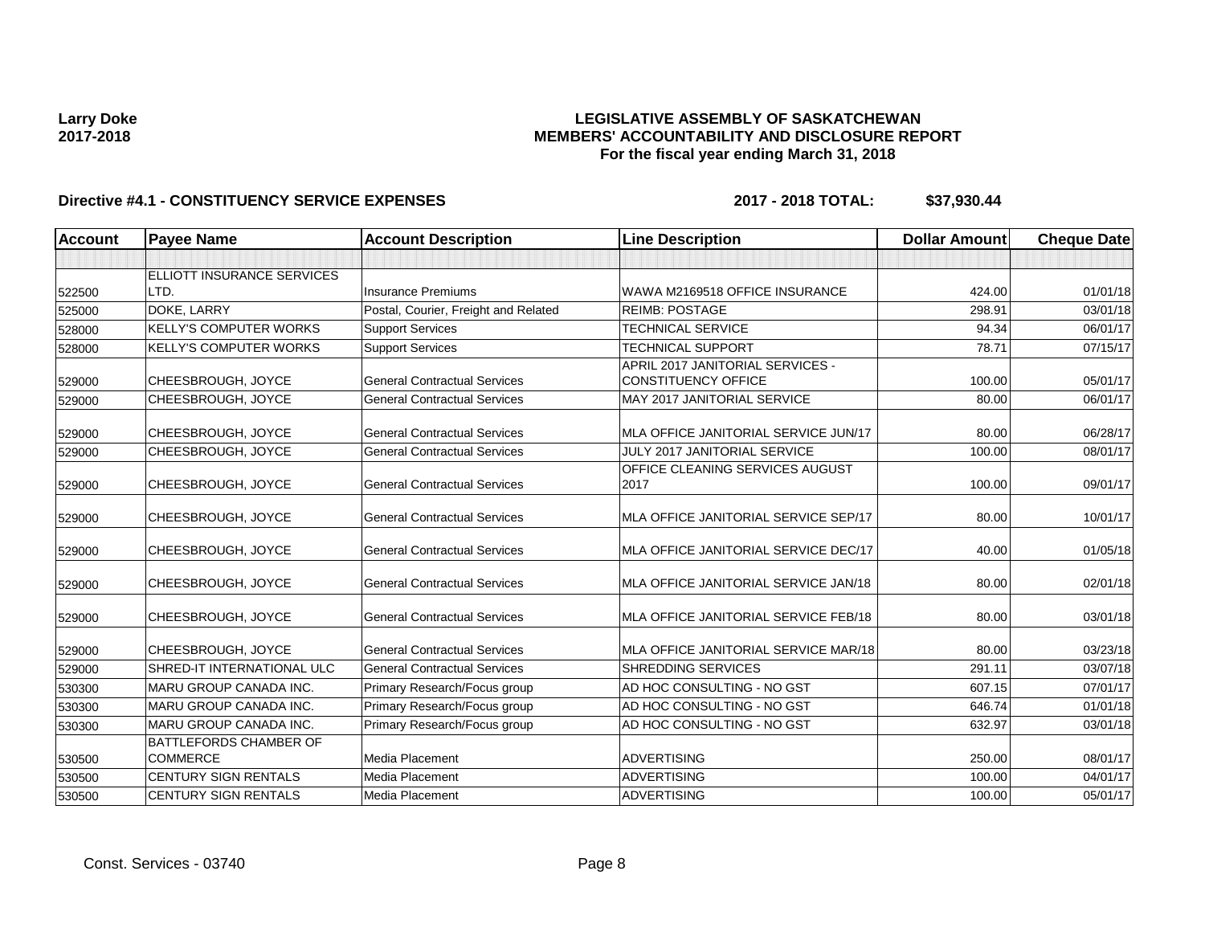**Larry Doke**
**2017-2018**

**LEGISLATIVE ASSEMBLY OF SASKATCHEWAN**
**MEMBERS' ACCOUNTABILITY AND DISCLOSURE REPORT**
**For the fiscal year ending March 31, 2018**

**Directive #4.1 - CONSTITUENCY SERVICE EXPENSES** **2017 - 2018 TOTAL: $37,930.44**

| Account | Payee Name | Account Description | Line Description | Dollar Amount | Cheque Date |
|---|---|---|---|---|---|
| | | | | | |
| 522500 | ELLIOTT INSURANCE SERVICES LTD. | Insurance Premiums | WAWA M2169518 OFFICE INSURANCE | 424.00 | 01/01/18 |
| 525000 | DOKE, LARRY | Postal, Courier, Freight and Related | REIMB: POSTAGE | 298.91 | 03/01/18 |
| 528000 | KELLY'S COMPUTER WORKS | Support Services | TECHNICAL SERVICE | 94.34 | 06/01/17 |
| 528000 | KELLY'S COMPUTER WORKS | Support Services | TECHNICAL SUPPORT | 78.71 | 07/15/17 |
| 529000 | CHEESBROUGH, JOYCE | General Contractual Services | APRIL 2017 JANITORIAL SERVICES - CONSTITUENCY OFFICE | 100.00 | 05/01/17 |
| 529000 | CHEESBROUGH, JOYCE | General Contractual Services | MAY 2017 JANITORIAL SERVICE | 80.00 | 06/01/17 |
| 529000 | CHEESBROUGH, JOYCE | General Contractual Services | MLA OFFICE JANITORIAL SERVICE JUN/17 | 80.00 | 06/28/17 |
| 529000 | CHEESBROUGH, JOYCE | General Contractual Services | JULY 2017 JANITORIAL SERVICE | 100.00 | 08/01/17 |
| 529000 | CHEESBROUGH, JOYCE | General Contractual Services | OFFICE CLEANING SERVICES AUGUST 2017 | 100.00 | 09/01/17 |
| 529000 | CHEESBROUGH, JOYCE | General Contractual Services | MLA OFFICE JANITORIAL SERVICE SEP/17 | 80.00 | 10/01/17 |
| 529000 | CHEESBROUGH, JOYCE | General Contractual Services | MLA OFFICE JANITORIAL SERVICE DEC/17 | 40.00 | 01/05/18 |
| 529000 | CHEESBROUGH, JOYCE | General Contractual Services | MLA OFFICE JANITORIAL SERVICE JAN/18 | 80.00 | 02/01/18 |
| 529000 | CHEESBROUGH, JOYCE | General Contractual Services | MLA OFFICE JANITORIAL SERVICE FEB/18 | 80.00 | 03/01/18 |
| 529000 | CHEESBROUGH, JOYCE | General Contractual Services | MLA OFFICE JANITORIAL SERVICE MAR/18 | 80.00 | 03/23/18 |
| 529000 | SHRED-IT INTERNATIONAL ULC | General Contractual Services | SHREDDING SERVICES | 291.11 | 03/07/18 |
| 530300 | MARU GROUP CANADA INC. | Primary Research/Focus group | AD HOC CONSULTING - NO GST | 607.15 | 07/01/17 |
| 530300 | MARU GROUP CANADA INC. | Primary Research/Focus group | AD HOC CONSULTING - NO GST | 646.74 | 01/01/18 |
| 530300 | MARU GROUP CANADA INC. | Primary Research/Focus group | AD HOC CONSULTING - NO GST | 632.97 | 03/01/18 |
| 530500 | BATTLEFORDS CHAMBER OF COMMERCE | Media Placement | ADVERTISING | 250.00 | 08/01/17 |
| 530500 | CENTURY SIGN RENTALS | Media Placement | ADVERTISING | 100.00 | 04/01/17 |
| 530500 | CENTURY SIGN RENTALS | Media Placement | ADVERTISING | 100.00 | 05/01/17 |

Const. Services - 03740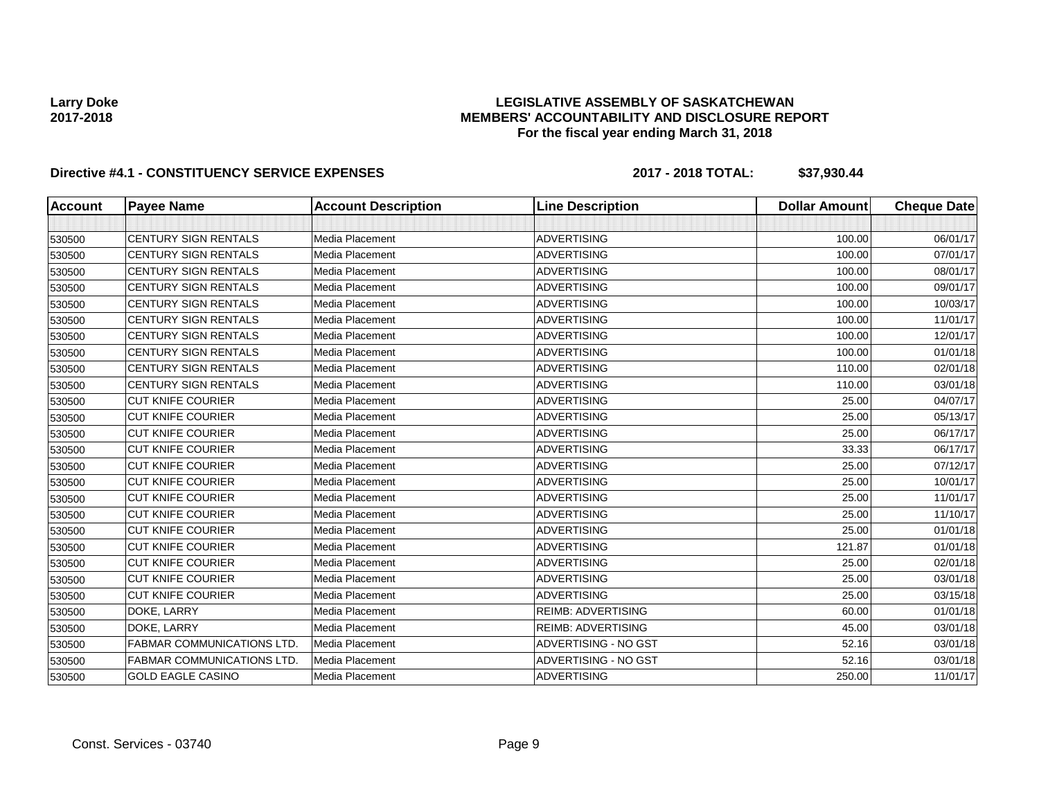**Larry Doke**
**2017-2018**

**LEGISLATIVE ASSEMBLY OF SASKATCHEWAN**
**MEMBERS' ACCOUNTABILITY AND DISCLOSURE REPORT**
**For the fiscal year ending March 31, 2018**

**Directive #4.1 - CONSTITUENCY SERVICE EXPENSES** **2017 - 2018 TOTAL: $37,930.44**

| Account | Payee Name | Account Description | Line Description | Dollar Amount | Cheque Date |
|---|---|---|---|---|---|
| | | | | | |
| 530500 | CENTURY SIGN RENTALS | Media Placement | ADVERTISING | 100.00 | 06/01/17 |
| 530500 | CENTURY SIGN RENTALS | Media Placement | ADVERTISING | 100.00 | 07/01/17 |
| 530500 | CENTURY SIGN RENTALS | Media Placement | ADVERTISING | 100.00 | 08/01/17 |
| 530500 | CENTURY SIGN RENTALS | Media Placement | ADVERTISING | 100.00 | 09/01/17 |
| 530500 | CENTURY SIGN RENTALS | Media Placement | ADVERTISING | 100.00 | 10/03/17 |
| 530500 | CENTURY SIGN RENTALS | Media Placement | ADVERTISING | 100.00 | 11/01/17 |
| 530500 | CENTURY SIGN RENTALS | Media Placement | ADVERTISING | 100.00 | 12/01/17 |
| 530500 | CENTURY SIGN RENTALS | Media Placement | ADVERTISING | 100.00 | 01/01/18 |
| 530500 | CENTURY SIGN RENTALS | Media Placement | ADVERTISING | 110.00 | 02/01/18 |
| 530500 | CENTURY SIGN RENTALS | Media Placement | ADVERTISING | 110.00 | 03/01/18 |
| 530500 | CUT KNIFE COURIER | Media Placement | ADVERTISING | 25.00 | 04/07/17 |
| 530500 | CUT KNIFE COURIER | Media Placement | ADVERTISING | 25.00 | 05/13/17 |
| 530500 | CUT KNIFE COURIER | Media Placement | ADVERTISING | 25.00 | 06/17/17 |
| 530500 | CUT KNIFE COURIER | Media Placement | ADVERTISING | 33.33 | 06/17/17 |
| 530500 | CUT KNIFE COURIER | Media Placement | ADVERTISING | 25.00 | 07/12/17 |
| 530500 | CUT KNIFE COURIER | Media Placement | ADVERTISING | 25.00 | 10/01/17 |
| 530500 | CUT KNIFE COURIER | Media Placement | ADVERTISING | 25.00 | 11/01/17 |
| 530500 | CUT KNIFE COURIER | Media Placement | ADVERTISING | 25.00 | 11/10/17 |
| 530500 | CUT KNIFE COURIER | Media Placement | ADVERTISING | 25.00 | 01/01/18 |
| 530500 | CUT KNIFE COURIER | Media Placement | ADVERTISING | 121.87 | 01/01/18 |
| 530500 | CUT KNIFE COURIER | Media Placement | ADVERTISING | 25.00 | 02/01/18 |
| 530500 | CUT KNIFE COURIER | Media Placement | ADVERTISING | 25.00 | 03/01/18 |
| 530500 | CUT KNIFE COURIER | Media Placement | ADVERTISING | 25.00 | 03/15/18 |
| 530500 | DOKE, LARRY | Media Placement | REIMB: ADVERTISING | 60.00 | 01/01/18 |
| 530500 | DOKE, LARRY | Media Placement | REIMB: ADVERTISING | 45.00 | 03/01/18 |
| 530500 | FABMAR COMMUNICATIONS LTD. | Media Placement | ADVERTISING - NO GST | 52.16 | 03/01/18 |
| 530500 | FABMAR COMMUNICATIONS LTD. | Media Placement | ADVERTISING - NO GST | 52.16 | 03/01/18 |
| 530500 | GOLD EAGLE CASINO | Media Placement | ADVERTISING | 250.00 | 11/01/17 |

Const. Services - 03740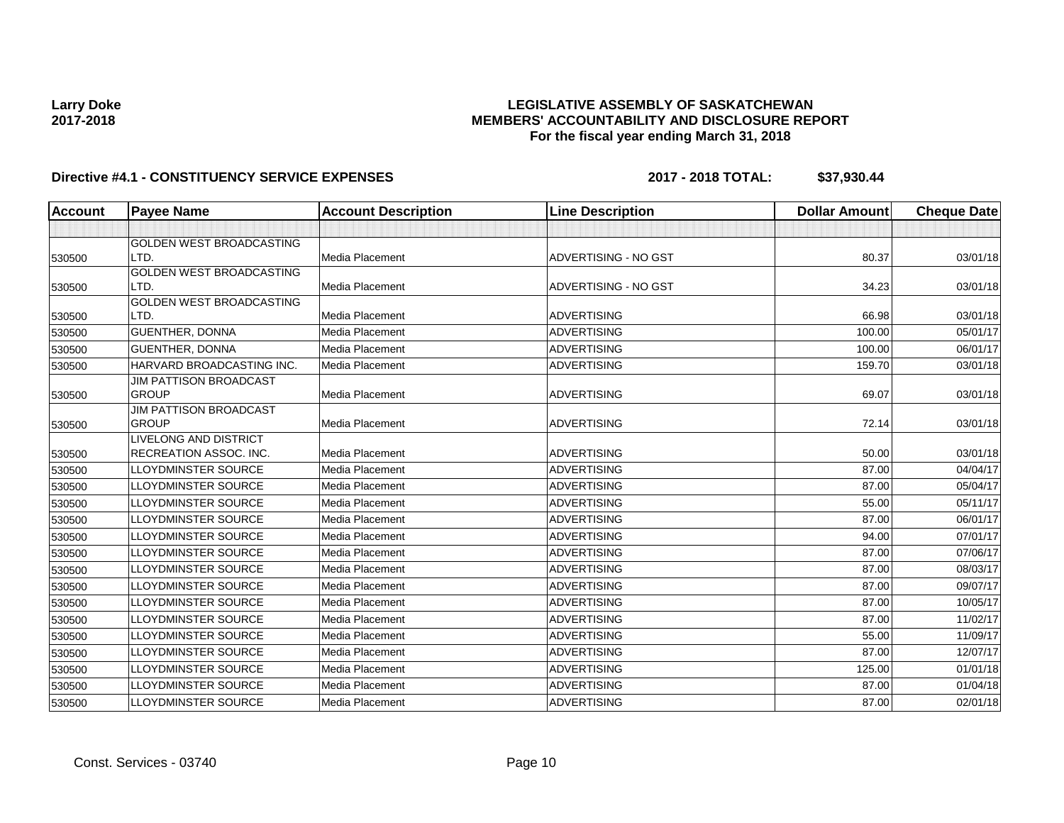**Larry Doke**
**2017-2018**

**LEGISLATIVE ASSEMBLY OF SASKATCHEWAN**
**MEMBERS' ACCOUNTABILITY AND DISCLOSURE REPORT**
**For the fiscal year ending March 31, 2018**

**Directive #4.1 - CONSTITUENCY SERVICE EXPENSES** **2017 - 2018 TOTAL: $37,930.44**

| Account | Payee Name | Account Description | Line Description | Dollar Amount | Cheque Date |
|---|---|---|---|---|---|
| | | | | | |
| 530500 | GOLDEN WEST BROADCASTING LTD. | Media Placement | ADVERTISING - NO GST | 80.37 | 03/01/18 |
| 530500 | GOLDEN WEST BROADCASTING LTD. | Media Placement | ADVERTISING - NO GST | 34.23 | 03/01/18 |
| 530500 | GOLDEN WEST BROADCASTING LTD. | Media Placement | ADVERTISING | 66.98 | 03/01/18 |
| 530500 | GUENTHER, DONNA | Media Placement | ADVERTISING | 100.00 | 05/01/17 |
| 530500 | GUENTHER, DONNA | Media Placement | ADVERTISING | 100.00 | 06/01/17 |
| 530500 | HARVARD BROADCASTING INC. | Media Placement | ADVERTISING | 159.70 | 03/01/18 |
| 530500 | JIM PATTISON BROADCAST GROUP | Media Placement | ADVERTISING | 69.07 | 03/01/18 |
| 530500 | JIM PATTISON BROADCAST GROUP | Media Placement | ADVERTISING | 72.14 | 03/01/18 |
| 530500 | LIVELONG AND DISTRICT RECREATION ASSOC. INC. | Media Placement | ADVERTISING | 50.00 | 03/01/18 |
| 530500 | LLOYDMINSTER SOURCE | Media Placement | ADVERTISING | 87.00 | 04/04/17 |
| 530500 | LLOYDMINSTER SOURCE | Media Placement | ADVERTISING | 87.00 | 05/04/17 |
| 530500 | LLOYDMINSTER SOURCE | Media Placement | ADVERTISING | 55.00 | 05/11/17 |
| 530500 | LLOYDMINSTER SOURCE | Media Placement | ADVERTISING | 87.00 | 06/01/17 |
| 530500 | LLOYDMINSTER SOURCE | Media Placement | ADVERTISING | 94.00 | 07/01/17 |
| 530500 | LLOYDMINSTER SOURCE | Media Placement | ADVERTISING | 87.00 | 07/06/17 |
| 530500 | LLOYDMINSTER SOURCE | Media Placement | ADVERTISING | 87.00 | 08/03/17 |
| 530500 | LLOYDMINSTER SOURCE | Media Placement | ADVERTISING | 87.00 | 09/07/17 |
| 530500 | LLOYDMINSTER SOURCE | Media Placement | ADVERTISING | 87.00 | 10/05/17 |
| 530500 | LLOYDMINSTER SOURCE | Media Placement | ADVERTISING | 87.00 | 11/02/17 |
| 530500 | LLOYDMINSTER SOURCE | Media Placement | ADVERTISING | 55.00 | 11/09/17 |
| 530500 | LLOYDMINSTER SOURCE | Media Placement | ADVERTISING | 87.00 | 12/07/17 |
| 530500 | LLOYDMINSTER SOURCE | Media Placement | ADVERTISING | 125.00 | 01/01/18 |
| 530500 | LLOYDMINSTER SOURCE | Media Placement | ADVERTISING | 87.00 | 01/04/18 |
| 530500 | LLOYDMINSTER SOURCE | Media Placement | ADVERTISING | 87.00 | 02/01/18 |

Const. Services - 03740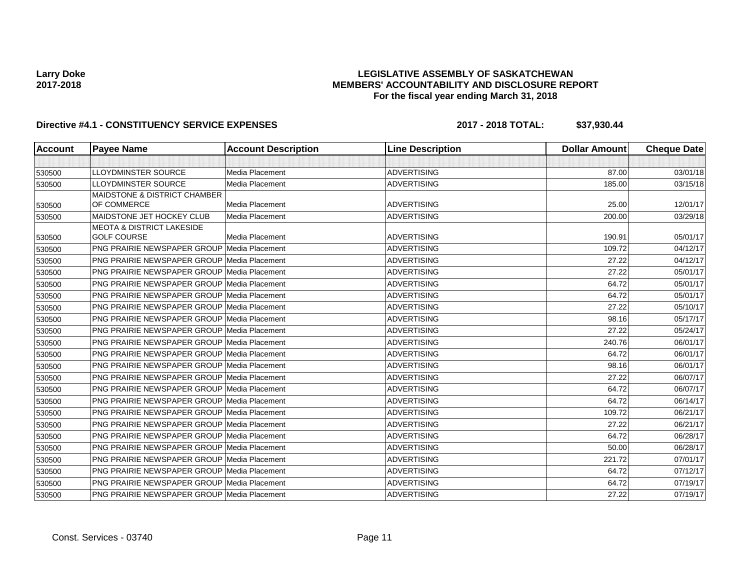**Larry Doke**
**2017-2018**

**LEGISLATIVE ASSEMBLY OF SASKATCHEWAN**
**MEMBERS' ACCOUNTABILITY AND DISCLOSURE REPORT**
**For the fiscal year ending March 31, 2018**

**Directive #4.1 - CONSTITUENCY SERVICE EXPENSES** **2017 - 2018 TOTAL: $37,930.44**

| Account | Payee Name | Account Description | Line Description | Dollar Amount | Cheque Date |
|---|---|---|---|---|---|
| | | | | | |
| 530500 | LLOYDMINSTER SOURCE | Media Placement | ADVERTISING | 87.00 | 03/01/18 |
| 530500 | LLOYDMINSTER SOURCE | Media Placement | ADVERTISING | 185.00 | 03/15/18 |
| 530500 | MAIDSTONE & DISTRICT CHAMBER OF COMMERCE | Media Placement | ADVERTISING | 25.00 | 12/01/17 |
| 530500 | MAIDSTONE JET HOCKEY CLUB | Media Placement | ADVERTISING | 200.00 | 03/29/18 |
| 530500 | MEOTA & DISTRICT LAKESIDE GOLF COURSE | Media Placement | ADVERTISING | 190.91 | 05/01/17 |
| 530500 | PNG PRAIRIE NEWSPAPER GROUP | Media Placement | ADVERTISING | 109.72 | 04/12/17 |
| 530500 | PNG PRAIRIE NEWSPAPER GROUP | Media Placement | ADVERTISING | 27.22 | 04/12/17 |
| 530500 | PNG PRAIRIE NEWSPAPER GROUP | Media Placement | ADVERTISING | 27.22 | 05/01/17 |
| 530500 | PNG PRAIRIE NEWSPAPER GROUP | Media Placement | ADVERTISING | 64.72 | 05/01/17 |
| 530500 | PNG PRAIRIE NEWSPAPER GROUP | Media Placement | ADVERTISING | 64.72 | 05/01/17 |
| 530500 | PNG PRAIRIE NEWSPAPER GROUP | Media Placement | ADVERTISING | 27.22 | 05/10/17 |
| 530500 | PNG PRAIRIE NEWSPAPER GROUP | Media Placement | ADVERTISING | 98.16 | 05/17/17 |
| 530500 | PNG PRAIRIE NEWSPAPER GROUP | Media Placement | ADVERTISING | 27.22 | 05/24/17 |
| 530500 | PNG PRAIRIE NEWSPAPER GROUP | Media Placement | ADVERTISING | 240.76 | 06/01/17 |
| 530500 | PNG PRAIRIE NEWSPAPER GROUP | Media Placement | ADVERTISING | 64.72 | 06/01/17 |
| 530500 | PNG PRAIRIE NEWSPAPER GROUP | Media Placement | ADVERTISING | 98.16 | 06/01/17 |
| 530500 | PNG PRAIRIE NEWSPAPER GROUP | Media Placement | ADVERTISING | 27.22 | 06/07/17 |
| 530500 | PNG PRAIRIE NEWSPAPER GROUP | Media Placement | ADVERTISING | 64.72 | 06/07/17 |
| 530500 | PNG PRAIRIE NEWSPAPER GROUP | Media Placement | ADVERTISING | 64.72 | 06/14/17 |
| 530500 | PNG PRAIRIE NEWSPAPER GROUP | Media Placement | ADVERTISING | 109.72 | 06/21/17 |
| 530500 | PNG PRAIRIE NEWSPAPER GROUP | Media Placement | ADVERTISING | 27.22 | 06/21/17 |
| 530500 | PNG PRAIRIE NEWSPAPER GROUP | Media Placement | ADVERTISING | 64.72 | 06/28/17 |
| 530500 | PNG PRAIRIE NEWSPAPER GROUP | Media Placement | ADVERTISING | 50.00 | 06/28/17 |
| 530500 | PNG PRAIRIE NEWSPAPER GROUP | Media Placement | ADVERTISING | 221.72 | 07/01/17 |
| 530500 | PNG PRAIRIE NEWSPAPER GROUP | Media Placement | ADVERTISING | 64.72 | 07/12/17 |
| 530500 | PNG PRAIRIE NEWSPAPER GROUP | Media Placement | ADVERTISING | 64.72 | 07/19/17 |
| 530500 | PNG PRAIRIE NEWSPAPER GROUP | Media Placement | ADVERTISING | 27.22 | 07/19/17 |

Const. Services - 03740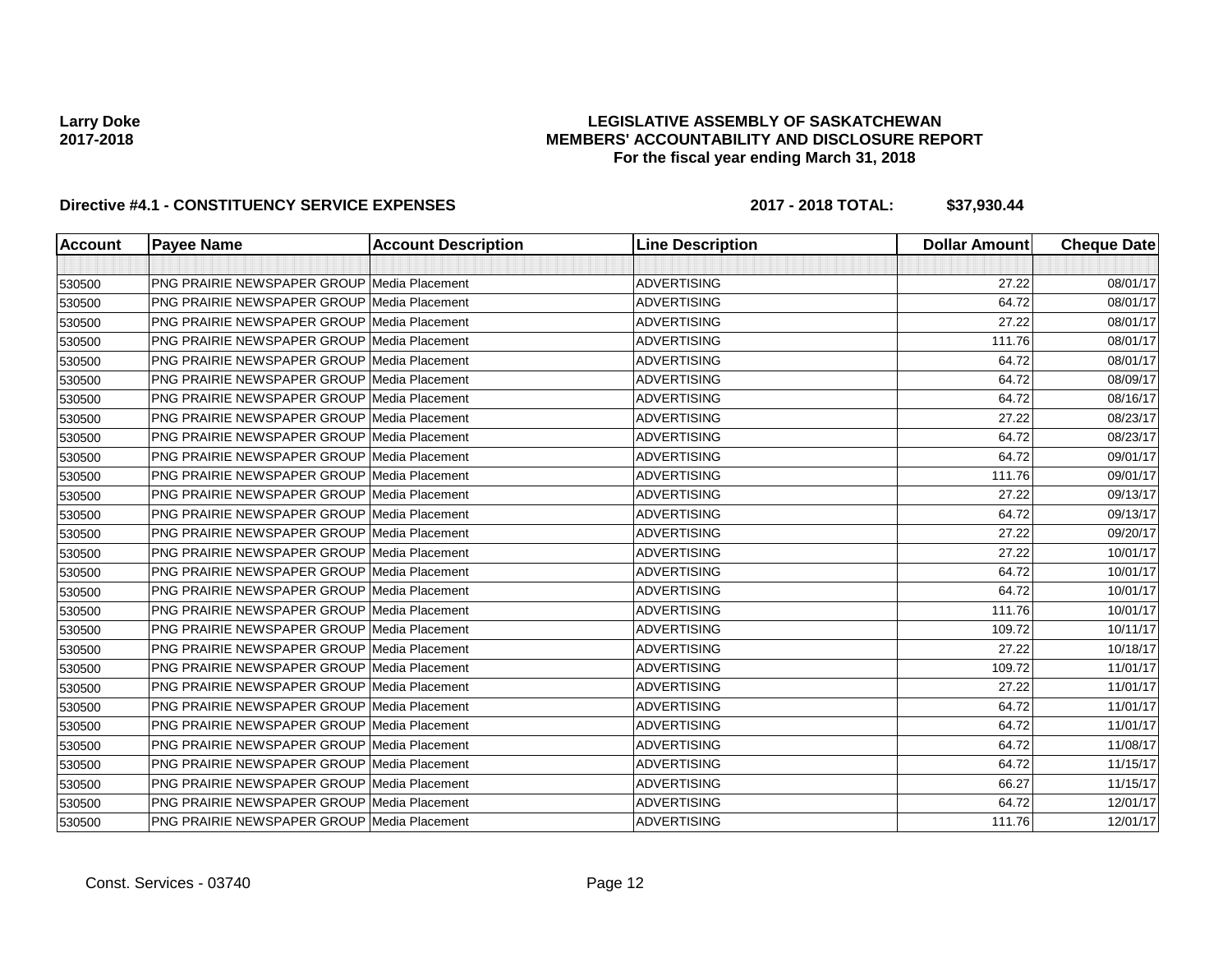**Larry Doke**
**2017-2018**

# LEGISLATIVE ASSEMBLY OF SASKATCHEWAN
## MEMBERS' ACCOUNTABILITY AND DISCLOSURE REPORT
### For the fiscal year ending March 31, 2018

**Directive #4.1 - CONSTITUENCY SERVICE EXPENSES** **2017 - 2018 TOTAL: $37,930.44**

| Account | Payee Name | Account Description | Line Description | Dollar Amount | Cheque Date |
|---|---|---|---|---|---|
| | | | | | |
| 530500 | PNG PRAIRIE NEWSPAPER GROUP | Media Placement | ADVERTISING | 27.22 | 08/01/17 |
| 530500 | PNG PRAIRIE NEWSPAPER GROUP | Media Placement | ADVERTISING | 64.72 | 08/01/17 |
| 530500 | PNG PRAIRIE NEWSPAPER GROUP | Media Placement | ADVERTISING | 27.22 | 08/01/17 |
| 530500 | PNG PRAIRIE NEWSPAPER GROUP | Media Placement | ADVERTISING | 111.76 | 08/01/17 |
| 530500 | PNG PRAIRIE NEWSPAPER GROUP | Media Placement | ADVERTISING | 64.72 | 08/01/17 |
| 530500 | PNG PRAIRIE NEWSPAPER GROUP | Media Placement | ADVERTISING | 64.72 | 08/09/17 |
| 530500 | PNG PRAIRIE NEWSPAPER GROUP | Media Placement | ADVERTISING | 64.72 | 08/16/17 |
| 530500 | PNG PRAIRIE NEWSPAPER GROUP | Media Placement | ADVERTISING | 27.22 | 08/23/17 |
| 530500 | PNG PRAIRIE NEWSPAPER GROUP | Media Placement | ADVERTISING | 64.72 | 08/23/17 |
| 530500 | PNG PRAIRIE NEWSPAPER GROUP | Media Placement | ADVERTISING | 64.72 | 09/01/17 |
| 530500 | PNG PRAIRIE NEWSPAPER GROUP | Media Placement | ADVERTISING | 111.76 | 09/01/17 |
| 530500 | PNG PRAIRIE NEWSPAPER GROUP | Media Placement | ADVERTISING | 27.22 | 09/13/17 |
| 530500 | PNG PRAIRIE NEWSPAPER GROUP | Media Placement | ADVERTISING | 64.72 | 09/13/17 |
| 530500 | PNG PRAIRIE NEWSPAPER GROUP | Media Placement | ADVERTISING | 27.22 | 09/20/17 |
| 530500 | PNG PRAIRIE NEWSPAPER GROUP | Media Placement | ADVERTISING | 27.22 | 10/01/17 |
| 530500 | PNG PRAIRIE NEWSPAPER GROUP | Media Placement | ADVERTISING | 64.72 | 10/01/17 |
| 530500 | PNG PRAIRIE NEWSPAPER GROUP | Media Placement | ADVERTISING | 64.72 | 10/01/17 |
| 530500 | PNG PRAIRIE NEWSPAPER GROUP | Media Placement | ADVERTISING | 111.76 | 10/01/17 |
| 530500 | PNG PRAIRIE NEWSPAPER GROUP | Media Placement | ADVERTISING | 109.72 | 10/11/17 |
| 530500 | PNG PRAIRIE NEWSPAPER GROUP | Media Placement | ADVERTISING | 27.22 | 10/18/17 |
| 530500 | PNG PRAIRIE NEWSPAPER GROUP | Media Placement | ADVERTISING | 109.72 | 11/01/17 |
| 530500 | PNG PRAIRIE NEWSPAPER GROUP | Media Placement | ADVERTISING | 27.22 | 11/01/17 |
| 530500 | PNG PRAIRIE NEWSPAPER GROUP | Media Placement | ADVERTISING | 64.72 | 11/01/17 |
| 530500 | PNG PRAIRIE NEWSPAPER GROUP | Media Placement | ADVERTISING | 64.72 | 11/01/17 |
| 530500 | PNG PRAIRIE NEWSPAPER GROUP | Media Placement | ADVERTISING | 64.72 | 11/08/17 |
| 530500 | PNG PRAIRIE NEWSPAPER GROUP | Media Placement | ADVERTISING | 64.72 | 11/15/17 |
| 530500 | PNG PRAIRIE NEWSPAPER GROUP | Media Placement | ADVERTISING | 66.27 | 11/15/17 |
| 530500 | PNG PRAIRIE NEWSPAPER GROUP | Media Placement | ADVERTISING | 64.72 | 12/01/17 |
| 530500 | PNG PRAIRIE NEWSPAPER GROUP | Media Placement | ADVERTISING | 111.76 | 12/01/17 |

Const. Services - 03740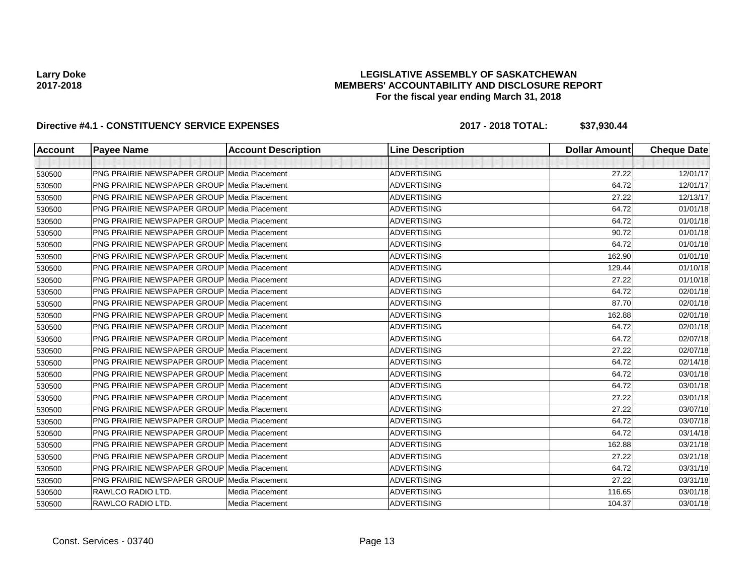**Larry Doke**
**2017-2018**

**LEGISLATIVE ASSEMBLY OF SASKATCHEWAN**
**MEMBERS' ACCOUNTABILITY AND DISCLOSURE REPORT**
**For the fiscal year ending March 31, 2018**

**Directive #4.1 - CONSTITUENCY SERVICE EXPENSES** **2017 - 2018 TOTAL: $37,930.44**

| Account | Payee Name | Account Description | Line Description | Dollar Amount | Cheque Date |
|---|---|---|---|---|---|
| | | | | | |
| 530500 | PNG PRAIRIE NEWSPAPER GROUP | Media Placement | ADVERTISING | 27.22 | 12/01/17 |
| 530500 | PNG PRAIRIE NEWSPAPER GROUP | Media Placement | ADVERTISING | 64.72 | 12/01/17 |
| 530500 | PNG PRAIRIE NEWSPAPER GROUP | Media Placement | ADVERTISING | 27.22 | 12/13/17 |
| 530500 | PNG PRAIRIE NEWSPAPER GROUP | Media Placement | ADVERTISING | 64.72 | 01/01/18 |
| 530500 | PNG PRAIRIE NEWSPAPER GROUP | Media Placement | ADVERTISING | 64.72 | 01/01/18 |
| 530500 | PNG PRAIRIE NEWSPAPER GROUP | Media Placement | ADVERTISING | 90.72 | 01/01/18 |
| 530500 | PNG PRAIRIE NEWSPAPER GROUP | Media Placement | ADVERTISING | 64.72 | 01/01/18 |
| 530500 | PNG PRAIRIE NEWSPAPER GROUP | Media Placement | ADVERTISING | 162.90 | 01/01/18 |
| 530500 | PNG PRAIRIE NEWSPAPER GROUP | Media Placement | ADVERTISING | 129.44 | 01/10/18 |
| 530500 | PNG PRAIRIE NEWSPAPER GROUP | Media Placement | ADVERTISING | 27.22 | 01/10/18 |
| 530500 | PNG PRAIRIE NEWSPAPER GROUP | Media Placement | ADVERTISING | 64.72 | 02/01/18 |
| 530500 | PNG PRAIRIE NEWSPAPER GROUP | Media Placement | ADVERTISING | 87.70 | 02/01/18 |
| 530500 | PNG PRAIRIE NEWSPAPER GROUP | Media Placement | ADVERTISING | 162.88 | 02/01/18 |
| 530500 | PNG PRAIRIE NEWSPAPER GROUP | Media Placement | ADVERTISING | 64.72 | 02/01/18 |
| 530500 | PNG PRAIRIE NEWSPAPER GROUP | Media Placement | ADVERTISING | 64.72 | 02/07/18 |
| 530500 | PNG PRAIRIE NEWSPAPER GROUP | Media Placement | ADVERTISING | 27.22 | 02/07/18 |
| 530500 | PNG PRAIRIE NEWSPAPER GROUP | Media Placement | ADVERTISING | 64.72 | 02/14/18 |
| 530500 | PNG PRAIRIE NEWSPAPER GROUP | Media Placement | ADVERTISING | 64.72 | 03/01/18 |
| 530500 | PNG PRAIRIE NEWSPAPER GROUP | Media Placement | ADVERTISING | 64.72 | 03/01/18 |
| 530500 | PNG PRAIRIE NEWSPAPER GROUP | Media Placement | ADVERTISING | 27.22 | 03/01/18 |
| 530500 | PNG PRAIRIE NEWSPAPER GROUP | Media Placement | ADVERTISING | 27.22 | 03/07/18 |
| 530500 | PNG PRAIRIE NEWSPAPER GROUP | Media Placement | ADVERTISING | 64.72 | 03/07/18 |
| 530500 | PNG PRAIRIE NEWSPAPER GROUP | Media Placement | ADVERTISING | 64.72 | 03/14/18 |
| 530500 | PNG PRAIRIE NEWSPAPER GROUP | Media Placement | ADVERTISING | 162.88 | 03/21/18 |
| 530500 | PNG PRAIRIE NEWSPAPER GROUP | Media Placement | ADVERTISING | 27.22 | 03/21/18 |
| 530500 | PNG PRAIRIE NEWSPAPER GROUP | Media Placement | ADVERTISING | 64.72 | 03/31/18 |
| 530500 | PNG PRAIRIE NEWSPAPER GROUP | Media Placement | ADVERTISING | 27.22 | 03/31/18 |
| 530500 | RAWLCO RADIO LTD. | Media Placement | ADVERTISING | 116.65 | 03/01/18 |
| 530500 | RAWLCO RADIO LTD. | Media Placement | ADVERTISING | 104.37 | 03/01/18 |

Const. Services - 03740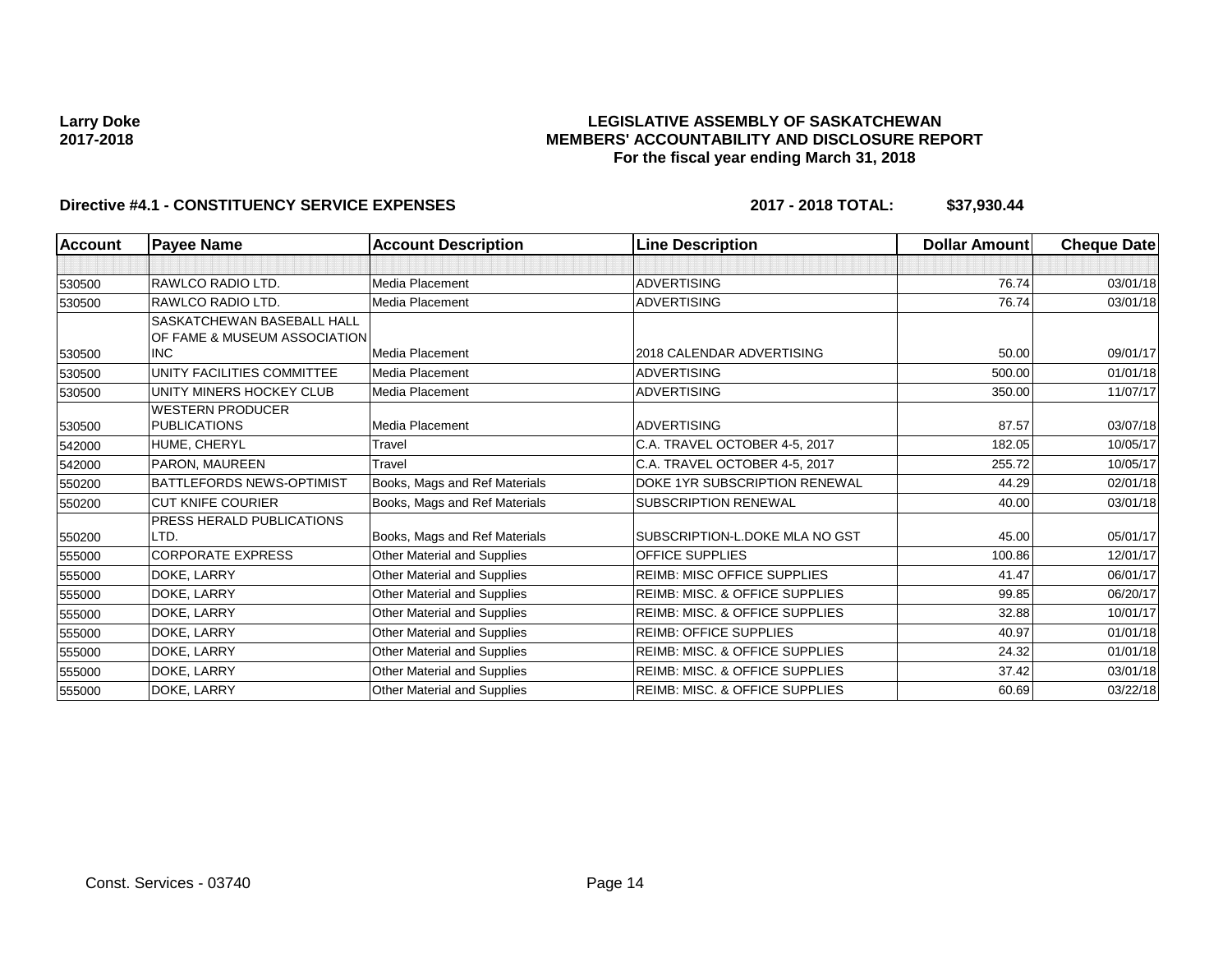**Larry Doke**
**2017-2018**

**LEGISLATIVE ASSEMBLY OF SASKATCHEWAN**
**MEMBERS' ACCOUNTABILITY AND DISCLOSURE REPORT**
**For the fiscal year ending March 31, 2018**

**Directive #4.1 - CONSTITUENCY SERVICE EXPENSES** **2017 - 2018 TOTAL: $37,930.44**

| Account | Payee Name | Account Description | Line Description | Dollar Amount | Cheque Date |
|---|---|---|---|---|---|
| | | | | | |
| 530500 | RAWLCO RADIO LTD. | Media Placement | ADVERTISING | 76.74 | 03/01/18 |
| 530500 | RAWLCO RADIO LTD. | Media Placement | ADVERTISING | 76.74 | 03/01/18 |
| 530500 | SASKATCHEWAN BASEBALL HALL OF FAME & MUSEUM ASSOCIATION INC | Media Placement | 2018 CALENDAR ADVERTISING | 50.00 | 09/01/17 |
| 530500 | UNITY FACILITIES COMMITTEE | Media Placement | ADVERTISING | 500.00 | 01/01/18 |
| 530500 | UNITY MINERS HOCKEY CLUB | Media Placement | ADVERTISING | 350.00 | 11/07/17 |
| 530500 | WESTERN PRODUCER PUBLICATIONS | Media Placement | ADVERTISING | 87.57 | 03/07/18 |
| 542000 | HUME, CHERYL | Travel | C.A. TRAVEL OCTOBER 4-5, 2017 | 182.05 | 10/05/17 |
| 542000 | PARON, MAUREEN | Travel | C.A. TRAVEL OCTOBER 4-5, 2017 | 255.72 | 10/05/17 |
| 550200 | BATTLEFORDS NEWS-OPTIMIST | Books, Mags and Ref Materials | DOKE 1YR SUBSCRIPTION RENEWAL | 44.29 | 02/01/18 |
| 550200 | CUT KNIFE COURIER | Books, Mags and Ref Materials | SUBSCRIPTION RENEWAL | 40.00 | 03/01/18 |
| 550200 | PRESS HERALD PUBLICATIONS LTD. | Books, Mags and Ref Materials | SUBSCRIPTION-L.DOKE MLA NO GST | 45.00 | 05/01/17 |
| 555000 | CORPORATE EXPRESS | Other Material and Supplies | OFFICE SUPPLIES | 100.86 | 12/01/17 |
| 555000 | DOKE, LARRY | Other Material and Supplies | REIMB: MISC OFFICE SUPPLIES | 41.47 | 06/01/17 |
| 555000 | DOKE, LARRY | Other Material and Supplies | REIMB: MISC. & OFFICE SUPPLIES | 99.85 | 06/20/17 |
| 555000 | DOKE, LARRY | Other Material and Supplies | REIMB: MISC. & OFFICE SUPPLIES | 32.88 | 10/01/17 |
| 555000 | DOKE, LARRY | Other Material and Supplies | REIMB: OFFICE SUPPLIES | 40.97 | 01/01/18 |
| 555000 | DOKE, LARRY | Other Material and Supplies | REIMB: MISC. & OFFICE SUPPLIES | 24.32 | 01/01/18 |
| 555000 | DOKE, LARRY | Other Material and Supplies | REIMB: MISC. & OFFICE SUPPLIES | 37.42 | 03/01/18 |
| 555000 | DOKE, LARRY | Other Material and Supplies | REIMB: MISC. & OFFICE SUPPLIES | 60.69 | 03/22/18 |

Const. Services - 03740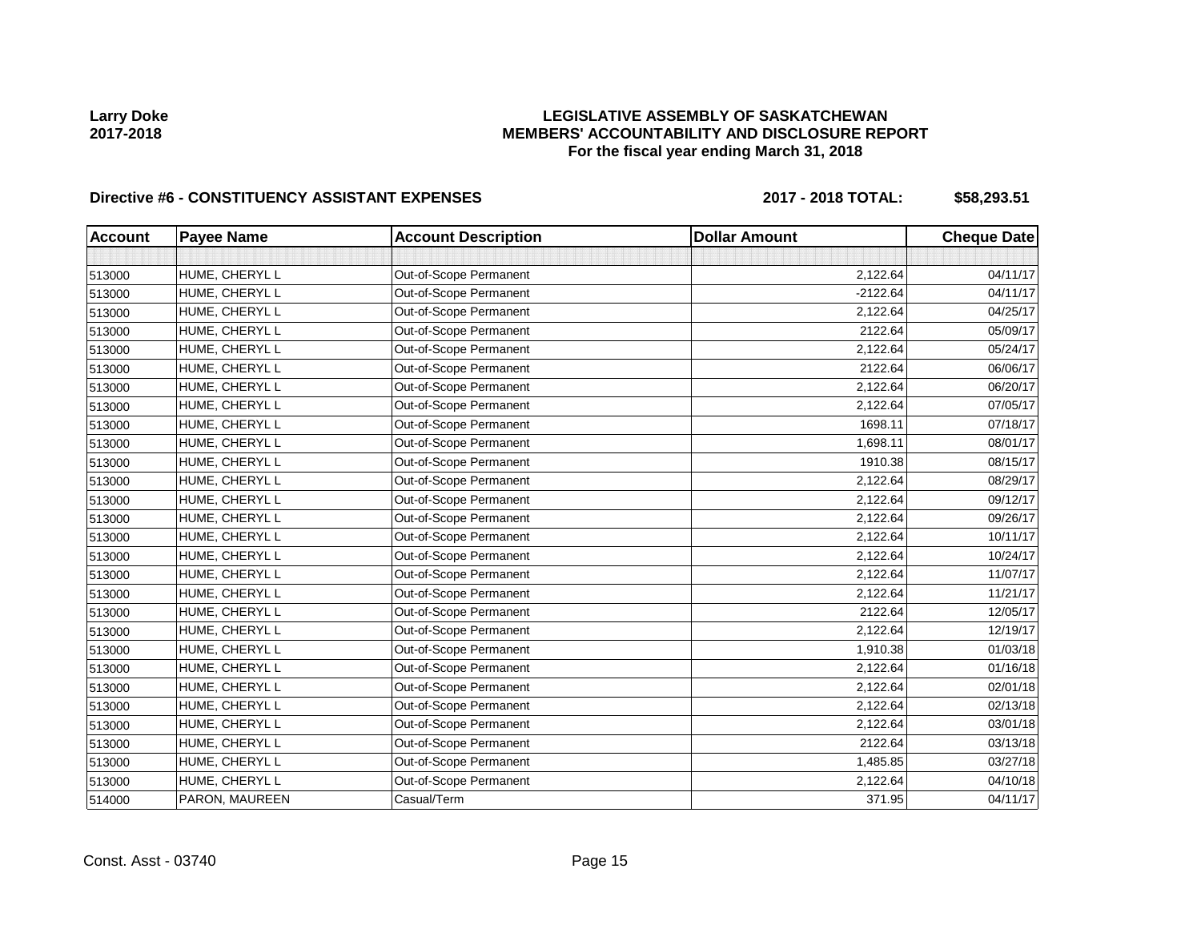Larry Doke
2017-2018

**LEGISLATIVE ASSEMBLY OF SASKATCHEWAN**
**MEMBERS' ACCOUNTABILITY AND DISCLOSURE REPORT**
**For the fiscal year ending March 31, 2018**

**Directive #6 - CONSTITUENCY ASSISTANT EXPENSES** **2017 - 2018 TOTAL: $58,293.51**

| Account | Payee Name | Account Description | Dollar Amount | Cheque Date |
|---|---|---|---|---|
| | | | | |
| 513000 | HUME, CHERYL L | Out-of-Scope Permanent | 2,122.64 | 04/11/17 |
| 513000 | HUME, CHERYL L | Out-of-Scope Permanent | -2122.64 | 04/11/17 |
| 513000 | HUME, CHERYL L | Out-of-Scope Permanent | 2,122.64 | 04/25/17 |
| 513000 | HUME, CHERYL L | Out-of-Scope Permanent | 2122.64 | 05/09/17 |
| 513000 | HUME, CHERYL L | Out-of-Scope Permanent | 2,122.64 | 05/24/17 |
| 513000 | HUME, CHERYL L | Out-of-Scope Permanent | 2122.64 | 06/06/17 |
| 513000 | HUME, CHERYL L | Out-of-Scope Permanent | 2,122.64 | 06/20/17 |
| 513000 | HUME, CHERYL L | Out-of-Scope Permanent | 2,122.64 | 07/05/17 |
| 513000 | HUME, CHERYL L | Out-of-Scope Permanent | 1698.11 | 07/18/17 |
| 513000 | HUME, CHERYL L | Out-of-Scope Permanent | 1,698.11 | 08/01/17 |
| 513000 | HUME, CHERYL L | Out-of-Scope Permanent | 1910.38 | 08/15/17 |
| 513000 | HUME, CHERYL L | Out-of-Scope Permanent | 2,122.64 | 08/29/17 |
| 513000 | HUME, CHERYL L | Out-of-Scope Permanent | 2,122.64 | 09/12/17 |
| 513000 | HUME, CHERYL L | Out-of-Scope Permanent | 2,122.64 | 09/26/17 |
| 513000 | HUME, CHERYL L | Out-of-Scope Permanent | 2,122.64 | 10/11/17 |
| 513000 | HUME, CHERYL L | Out-of-Scope Permanent | 2,122.64 | 10/24/17 |
| 513000 | HUME, CHERYL L | Out-of-Scope Permanent | 2,122.64 | 11/07/17 |
| 513000 | HUME, CHERYL L | Out-of-Scope Permanent | 2,122.64 | 11/21/17 |
| 513000 | HUME, CHERYL L | Out-of-Scope Permanent | 2122.64 | 12/05/17 |
| 513000 | HUME, CHERYL L | Out-of-Scope Permanent | 2,122.64 | 12/19/17 |
| 513000 | HUME, CHERYL L | Out-of-Scope Permanent | 1,910.38 | 01/03/18 |
| 513000 | HUME, CHERYL L | Out-of-Scope Permanent | 2,122.64 | 01/16/18 |
| 513000 | HUME, CHERYL L | Out-of-Scope Permanent | 2,122.64 | 02/01/18 |
| 513000 | HUME, CHERYL L | Out-of-Scope Permanent | 2,122.64 | 02/13/18 |
| 513000 | HUME, CHERYL L | Out-of-Scope Permanent | 2,122.64 | 03/01/18 |
| 513000 | HUME, CHERYL L | Out-of-Scope Permanent | 2122.64 | 03/13/18 |
| 513000 | HUME, CHERYL L | Out-of-Scope Permanent | 1,485.85 | 03/27/18 |
| 513000 | HUME, CHERYL L | Out-of-Scope Permanent | 2,122.64 | 04/10/18 |
| 514000 | PARON, MAUREEN | Casual/Term | 371.95 | 04/11/17 |

Const. Asst - 03740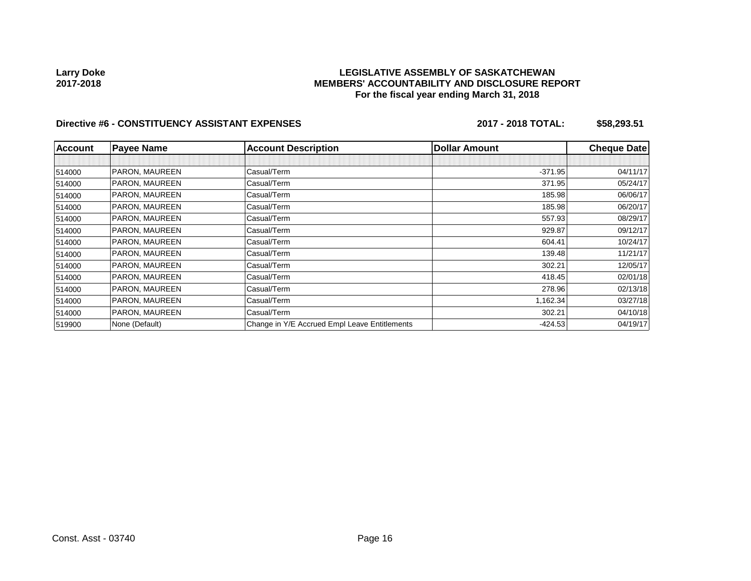Larry Doke
2017-2018

**LEGISLATIVE ASSEMBLY OF SASKATCHEWAN**
**MEMBERS' ACCOUNTABILITY AND DISCLOSURE REPORT**
**For the fiscal year ending March 31, 2018**

**Directive #6 - CONSTITUENCY ASSISTANT EXPENSES** **2017 - 2018 TOTAL: $58,293.51**

| Account | Payee Name | Account Description | Dollar Amount | Cheque Date |
|---|---|---|---|---|
| | | | | |
| 514000 | PARON, MAUREEN | Casual/Term | -371.95 | 04/11/17 |
| 514000 | PARON, MAUREEN | Casual/Term | 371.95 | 05/24/17 |
| 514000 | PARON, MAUREEN | Casual/Term | 185.98 | 06/06/17 |
| 514000 | PARON, MAUREEN | Casual/Term | 185.98 | 06/20/17 |
| 514000 | PARON, MAUREEN | Casual/Term | 557.93 | 08/29/17 |
| 514000 | PARON, MAUREEN | Casual/Term | 929.87 | 09/12/17 |
| 514000 | PARON, MAUREEN | Casual/Term | 604.41 | 10/24/17 |
| 514000 | PARON, MAUREEN | Casual/Term | 139.48 | 11/21/17 |
| 514000 | PARON, MAUREEN | Casual/Term | 302.21 | 12/05/17 |
| 514000 | PARON, MAUREEN | Casual/Term | 418.45 | 02/01/18 |
| 514000 | PARON, MAUREEN | Casual/Term | 278.96 | 02/13/18 |
| 514000 | PARON, MAUREEN | Casual/Term | 1,162.34 | 03/27/18 |
| 514000 | PARON, MAUREEN | Casual/Term | 302.21 | 04/10/18 |
| 519900 | None (Default) | Change in Y/E Accrued Empl Leave Entitlements | -424.53 | 04/19/17 |

Const. Asst - 03740